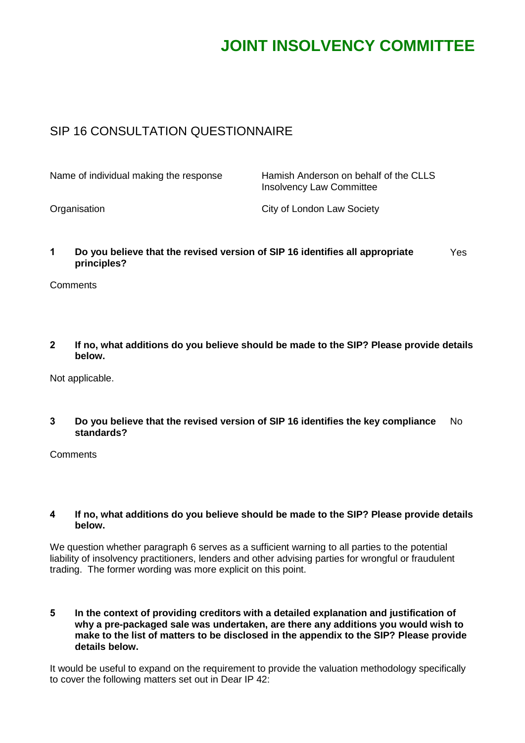# JOINT INSOLVENCY COMMITTEE

## SIP 16 CONSULTATION QUESTIONNAIRE

| | |
|---|---|
| Name of individual making the response | Hamish Anderson on behalf of the CLLS Insolvency Law Committee |
| Organisation | City of London Law Society |

**1 Do you believe that the revised version of SIP 16 identifies all appropriate principles?** Yes

Comments

**2 If no, what additions do you believe should be made to the SIP? Please provide details below.**

Not applicable.

**3 Do you believe that the revised version of SIP 16 identifies the key compliance standards?** No

Comments

**4 If no, what additions do you believe should be made to the SIP? Please provide details below.**

We question whether paragraph 6 serves as a sufficient warning to all parties to the potential liability of insolvency practitioners, lenders and other advising parties for wrongful or fraudulent trading. The former wording was more explicit on this point.

**5 In the context of providing creditors with a detailed explanation and justification of why a pre-packaged sale was undertaken, are there any additions you would wish to make to the list of matters to be disclosed in the appendix to the SIP? Please provide details below.**

It would be useful to expand on the requirement to provide the valuation methodology specifically to cover the following matters set out in Dear IP 42: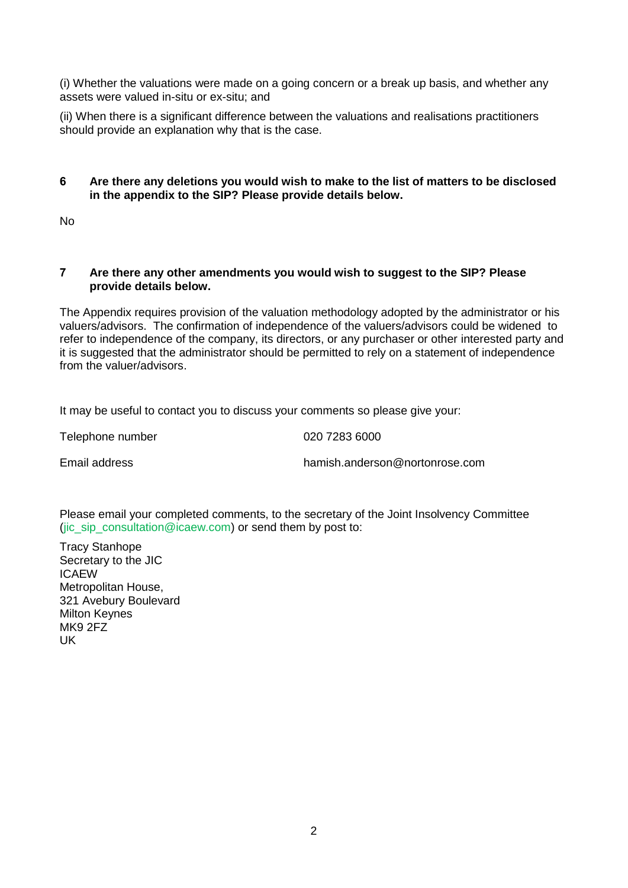(i) Whether the valuations were made on a going concern or a break up basis, and whether any assets were valued in-situ or ex-situ; and

(ii) When there is a significant difference between the valuations and realisations practitioners should provide an explanation why that is the case.

**6 Are there any deletions you would wish to make to the list of matters to be disclosed in the appendix to the SIP? Please provide details below.**

No

**7 Are there any other amendments you would wish to suggest to the SIP? Please provide details below.**

The Appendix requires provision of the valuation methodology adopted by the administrator or his valuers/advisors. The confirmation of independence of the valuers/advisors could be widened to refer to independence of the company, its directors, or any purchaser or other interested party and it is suggested that the administrator should be permitted to rely on a statement of independence from the valuer/advisors.

It may be useful to contact you to discuss your comments so please give your:

Telephone number 020 7283 6000

Email address hamish.anderson@nortonrose.com

Please email your completed comments, to the secretary of the Joint Insolvency Committee (jic_sip_consultation@icaew.com) or send them by post to:

Tracy Stanhope
Secretary to the JIC
ICAEW
Metropolitan House,
321 Avebury Boulevard
Milton Keynes
MK9 2FZ
UK